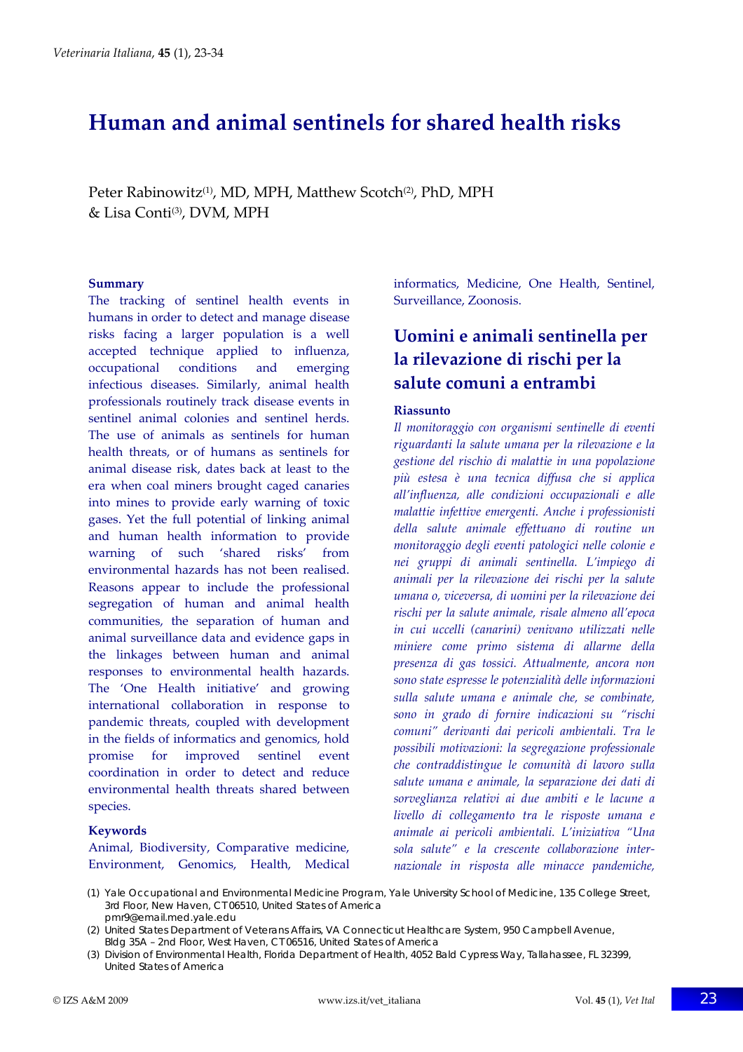# Human and animal sentinels for shared health risks

Peter Rabinowitz[(1)], MD, MPH, Matthew Scotch[(2)], PhD, MPH & Lisa Conti[(3)], DVM, MPH

### Summary

The tracking of sentinel health events in humans in order to detect and manage disease risks facing a larger population is a well accepted technique applied to influenza, occupational conditions and emerging infectious diseases. Similarly, animal health professionals routinely track disease events in sentinel animal colonies and sentinel herds. The use of animals as sentinels for human health threats, or of humans as sentinels for animal disease risk, dates back at least to the era when coal miners brought caged canaries into mines to provide early warning of toxic gases. Yet the full potential of linking animal and human health information to provide warning of such 'shared risks' from environmental hazards has not been realised. Reasons appear to include the professional segregation of human and animal health communities, the separation of human and animal surveillance data and evidence gaps in the linkages between human and animal responses to environmental health hazards. The 'One Health initiative' and growing international collaboration in response to pandemic threats, coupled with development in the fields of informatics and genomics, hold promise for improved sentinel event coordination in order to detect and reduce environmental health threats shared between species.

### Keywords

Animal, Biodiversity, Comparative medicine, Environment, Genomics, Health, Medical informatics, Medicine, One Health, Sentinel, Surveillance, Zoonosis.

## Uomini e animali sentinella per la rilevazione di rischi per la salute comuni a entrambi

### Riassunto

*Il monitoraggio con organismi sentinelle di eventi riguardanti la salute umana per la rilevazione e la gestione del rischio di malattie in una popolazione più estesa è una tecnica diffusa che si applica all'influenza, alle condizioni occupazionali e alle malattie infettive emergenti. Anche i professionisti della salute animale effettuano di routine un monitoraggio degli eventi patologici nelle colonie e nei gruppi di animali sentinella. L'impiego di animali per la rilevazione dei rischi per la salute umana o, viceversa, di uomini per la rilevazione dei rischi per la salute animale, risale almeno all'epoca in cui uccelli (canarini) venivano utilizzati nelle miniere come primo sistema di allarme della presenza di gas tossici. Attualmente, ancora non sono state espresse le potenzialità delle informazioni sulla salute umana e animale che, se combinate, sono in grado di fornire indicazioni su "rischi comuni" derivanti dai pericoli ambientali. Tra le possibili motivazioni: la segregazione professionale che contraddistingue le comunità di lavoro sulla salute umana e animale, la separazione dei dati di sorveglianza relativi ai due ambiti e le lacune a livello di collegamento tra le risposte umana e animale ai pericoli ambientali. L'iniziativa "Una sola salute" e la crescente collaborazione inter-nazionale in risposta alle minacce pandemiche,*

(1) Yale Occupational and Environmental Medicine Program, Yale University School of Medicine, 135 College Street, 3rd Floor, New Haven, CT06510, United States of America
pmr9@email.med.yale.edu

(2) United States Department of Veterans Affairs, VA Connecticut Healthcare System, 950 Campbell Avenue, Bldg 35A – 2nd Floor, West Haven, CT06516, United States of America

(3) Division of Environmental Health, Florida Department of Health, 4052 Bald Cypress Way, Tallahassee, FL 32399, United States of America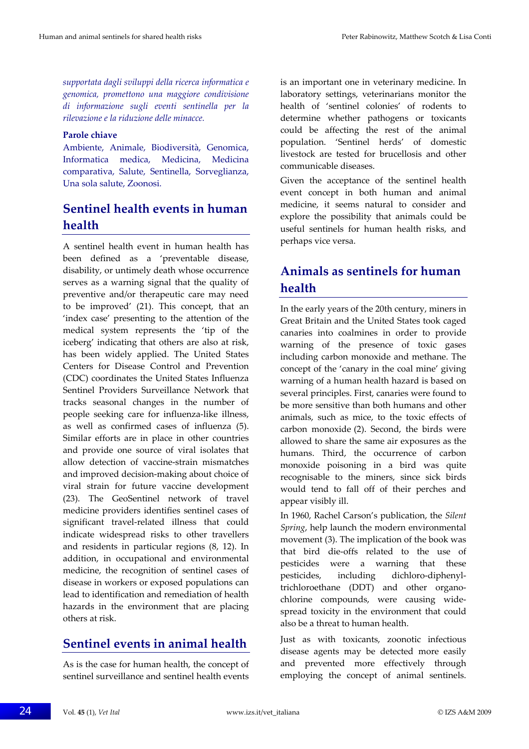*supportata dagli sviluppi della ricerca informatica e genomica, promettono una maggiore condivisione di informazione sugli eventi sentinella per la rilevazione e la riduzione delle minacce.*

**Parole chiave**

Ambiente, Animale, Biodiversità, Genomica, Informatica medica, Medicina, Medicina comparativa, Salute, Sentinella, Sorveglianza, Una sola salute, Zoonosi.

## Sentinel health events in human health

A sentinel health event in human health has been defined as a 'preventable disease, disability, or untimely death whose occurrence serves as a warning signal that the quality of preventive and/or therapeutic care may need to be improved' (21). This concept, that an 'index case' presenting to the attention of the medical system represents the 'tip of the iceberg' indicating that others are also at risk, has been widely applied. The United States Centers for Disease Control and Prevention (CDC) coordinates the United States Influenza Sentinel Providers Surveillance Network that tracks seasonal changes in the number of people seeking care for influenza-like illness, as well as confirmed cases of influenza (5). Similar efforts are in place in other countries and provide one source of viral isolates that allow detection of vaccine-strain mismatches and improved decision-making about choice of viral strain for future vaccine development (23). The GeoSentinel network of travel medicine providers identifies sentinel cases of significant travel-related illness that could indicate widespread risks to other travellers and residents in particular regions (8, 12). In addition, in occupational and environmental medicine, the recognition of sentinel cases of disease in workers or exposed populations can lead to identification and remediation of health hazards in the environment that are placing others at risk.

## Sentinel events in animal health

As is the case for human health, the concept of sentinel surveillance and sentinel health events is an important one in veterinary medicine. In laboratory settings, veterinarians monitor the health of 'sentinel colonies' of rodents to determine whether pathogens or toxicants could be affecting the rest of the animal population. 'Sentinel herds' of domestic livestock are tested for brucellosis and other communicable diseases.

Given the acceptance of the sentinel health event concept in both human and animal medicine, it seems natural to consider and explore the possibility that animals could be useful sentinels for human health risks, and perhaps vice versa.

## Animals as sentinels for human health

In the early years of the 20th century, miners in Great Britain and the United States took caged canaries into coalmines in order to provide warning of the presence of toxic gases including carbon monoxide and methane. The concept of the 'canary in the coal mine' giving warning of a human health hazard is based on several principles. First, canaries were found to be more sensitive than both humans and other animals, such as mice, to the toxic effects of carbon monoxide (2). Second, the birds were allowed to share the same air exposures as the humans. Third, the occurrence of carbon monoxide poisoning in a bird was quite recognisable to the miners, since sick birds would tend to fall off of their perches and appear visibly ill.

In 1960, Rachel Carson's publication, the *Silent Spring*, help launch the modern environmental movement (3). The implication of the book was that bird die-offs related to the use of pesticides were a warning that these pesticides, including dichloro-diphenyl-trichloroethane (DDT) and other organo-chlorine compounds, were causing wide-spread toxicity in the environment that could also be a threat to human health.

Just as with toxicants, zoonotic infectious disease agents may be detected more easily and prevented more effectively through employing the concept of animal sentinels.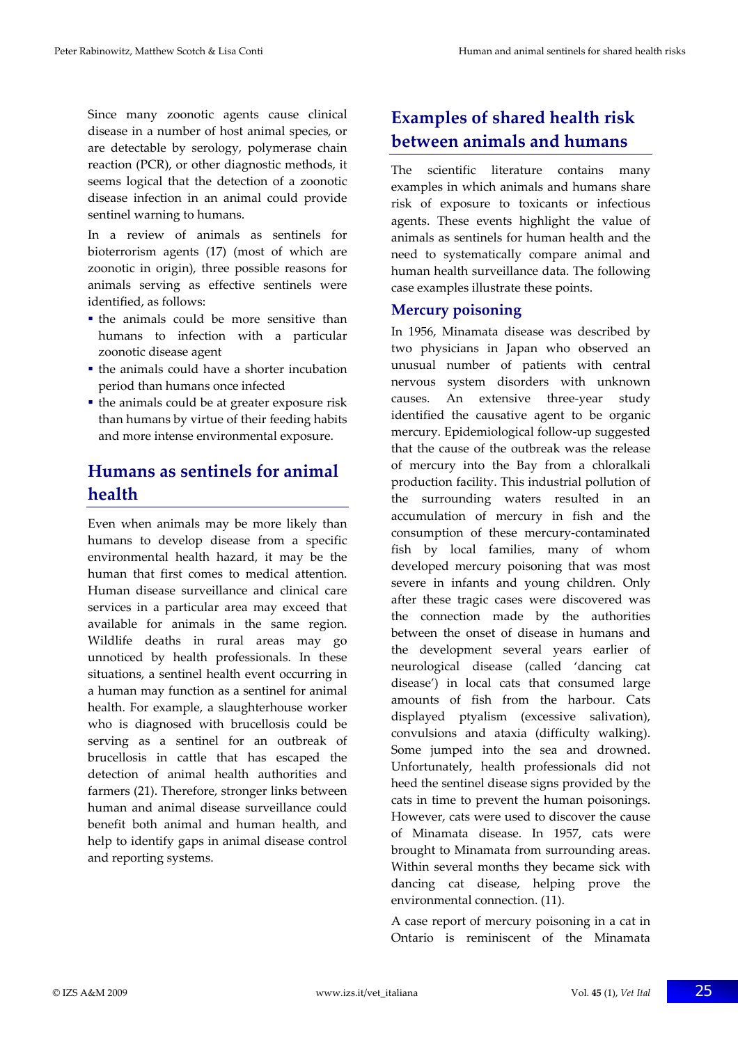Since many zoonotic agents cause clinical disease in a number of host animal species, or are detectable by serology, polymerase chain reaction (PCR), or other diagnostic methods, it seems logical that the detection of a zoonotic disease infection in an animal could provide sentinel warning to humans.

In a review of animals as sentinels for bioterrorism agents (17) (most of which are zoonotic in origin), three possible reasons for animals serving as effective sentinels were identified, as follows:

- the animals could be more sensitive than humans to infection with a particular zoonotic disease agent
- the animals could have a shorter incubation period than humans once infected
- the animals could be at greater exposure risk than humans by virtue of their feeding habits and more intense environmental exposure.

## Humans as sentinels for animal health

Even when animals may be more likely than humans to develop disease from a specific environmental health hazard, it may be the human that first comes to medical attention. Human disease surveillance and clinical care services in a particular area may exceed that available for animals in the same region. Wildlife deaths in rural areas may go unnoticed by health professionals. In these situations, a sentinel health event occurring in a human may function as a sentinel for animal health. For example, a slaughterhouse worker who is diagnosed with brucellosis could be serving as a sentinel for an outbreak of brucellosis in cattle that has escaped the detection of animal health authorities and farmers (21). Therefore, stronger links between human and animal disease surveillance could benefit both animal and human health, and help to identify gaps in animal disease control and reporting systems.

## Examples of shared health risk between animals and humans

The scientific literature contains many examples in which animals and humans share risk of exposure to toxicants or infectious agents. These events highlight the value of animals as sentinels for human health and the need to systematically compare animal and human health surveillance data. The following case examples illustrate these points.

### Mercury poisoning

In 1956, Minamata disease was described by two physicians in Japan who observed an unusual number of patients with central nervous system disorders with unknown causes. An extensive three-year study identified the causative agent to be organic mercury. Epidemiological follow-up suggested that the cause of the outbreak was the release of mercury into the Bay from a chloralkali production facility. This industrial pollution of the surrounding waters resulted in an accumulation of mercury in fish and the consumption of these mercury-contaminated fish by local families, many of whom developed mercury poisoning that was most severe in infants and young children. Only after these tragic cases were discovered was the connection made by the authorities between the onset of disease in humans and the development several years earlier of neurological disease (called 'dancing cat disease') in local cats that consumed large amounts of fish from the harbour. Cats displayed ptyalism (excessive salivation), convulsions and ataxia (difficulty walking). Some jumped into the sea and drowned. Unfortunately, health professionals did not heed the sentinel disease signs provided by the cats in time to prevent the human poisonings. However, cats were used to discover the cause of Minamata disease. In 1957, cats were brought to Minamata from surrounding areas. Within several months they became sick with dancing cat disease, helping prove the environmental connection. (11).

A case report of mercury poisoning in a cat in Ontario is reminiscent of the Minamata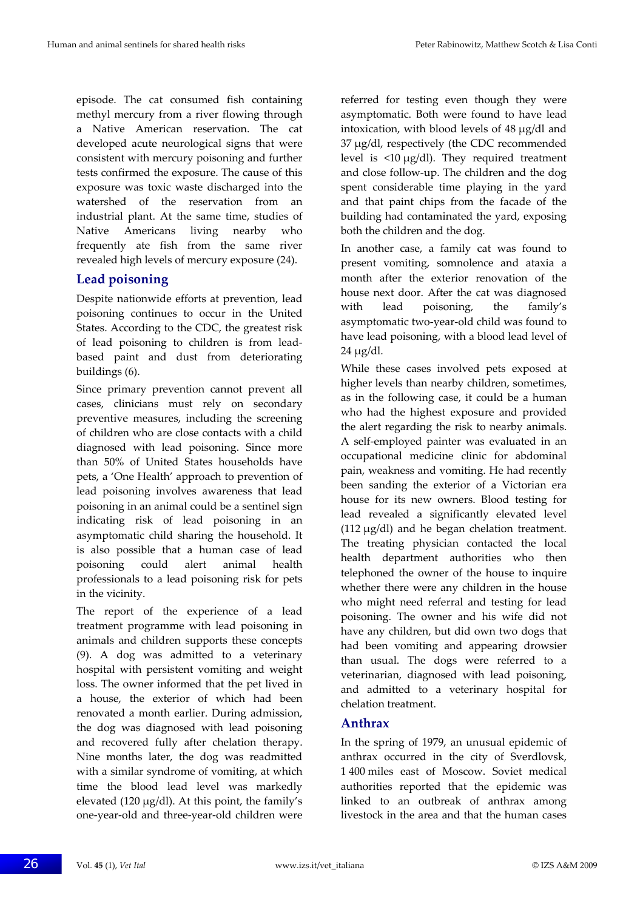episode. The cat consumed fish containing methyl mercury from a river flowing through a Native American reservation. The cat developed acute neurological signs that were consistent with mercury poisoning and further tests confirmed the exposure. The cause of this exposure was toxic waste discharged into the watershed of the reservation from an industrial plant. At the same time, studies of Native Americans living nearby who frequently ate fish from the same river revealed high levels of mercury exposure (24).

## Lead poisoning

Despite nationwide efforts at prevention, lead poisoning continues to occur in the United States. According to the CDC, the greatest risk of lead poisoning to children is from lead-based paint and dust from deteriorating buildings (6).

Since primary prevention cannot prevent all cases, clinicians must rely on secondary preventive measures, including the screening of children who are close contacts with a child diagnosed with lead poisoning. Since more than 50% of United States households have pets, a 'One Health' approach to prevention of lead poisoning involves awareness that lead poisoning in an animal could be a sentinel sign indicating risk of lead poisoning in an asymptomatic child sharing the household. It is also possible that a human case of lead poisoning could alert animal health professionals to a lead poisoning risk for pets in the vicinity.

The report of the experience of a lead treatment programme with lead poisoning in animals and children supports these concepts (9). A dog was admitted to a veterinary hospital with persistent vomiting and weight loss. The owner informed that the pet lived in a house, the exterior of which had been renovated a month earlier. During admission, the dog was diagnosed with lead poisoning and recovered fully after chelation therapy. Nine months later, the dog was readmitted with a similar syndrome of vomiting, at which time the blood lead level was markedly elevated (120 μg/dl). At this point, the family's one-year-old and three-year-old children were referred for testing even though they were asymptomatic. Both were found to have lead intoxication, with blood levels of 48 μg/dl and 37 μg/dl, respectively (the CDC recommended level is <10 μg/dl). They required treatment and close follow-up. The children and the dog spent considerable time playing in the yard and that paint chips from the facade of the building had contaminated the yard, exposing both the children and the dog.

In another case, a family cat was found to present vomiting, somnolence and ataxia a month after the exterior renovation of the house next door. After the cat was diagnosed with lead poisoning, the family's asymptomatic two-year-old child was found to have lead poisoning, with a blood lead level of 24 μg/dl.

While these cases involved pets exposed at higher levels than nearby children, sometimes, as in the following case, it could be a human who had the highest exposure and provided the alert regarding the risk to nearby animals. A self-employed painter was evaluated in an occupational medicine clinic for abdominal pain, weakness and vomiting. He had recently been sanding the exterior of a Victorian era house for its new owners. Blood testing for lead revealed a significantly elevated level (112 μg/dl) and he began chelation treatment. The treating physician contacted the local health department authorities who then telephoned the owner of the house to inquire whether there were any children in the house who might need referral and testing for lead poisoning. The owner and his wife did not have any children, but did own two dogs that had been vomiting and appearing drowsier than usual. The dogs were referred to a veterinarian, diagnosed with lead poisoning, and admitted to a veterinary hospital for chelation treatment.

## Anthrax

In the spring of 1979, an unusual epidemic of anthrax occurred in the city of Sverdlovsk, 1 400 miles east of Moscow. Soviet medical authorities reported that the epidemic was linked to an outbreak of anthrax among livestock in the area and that the human cases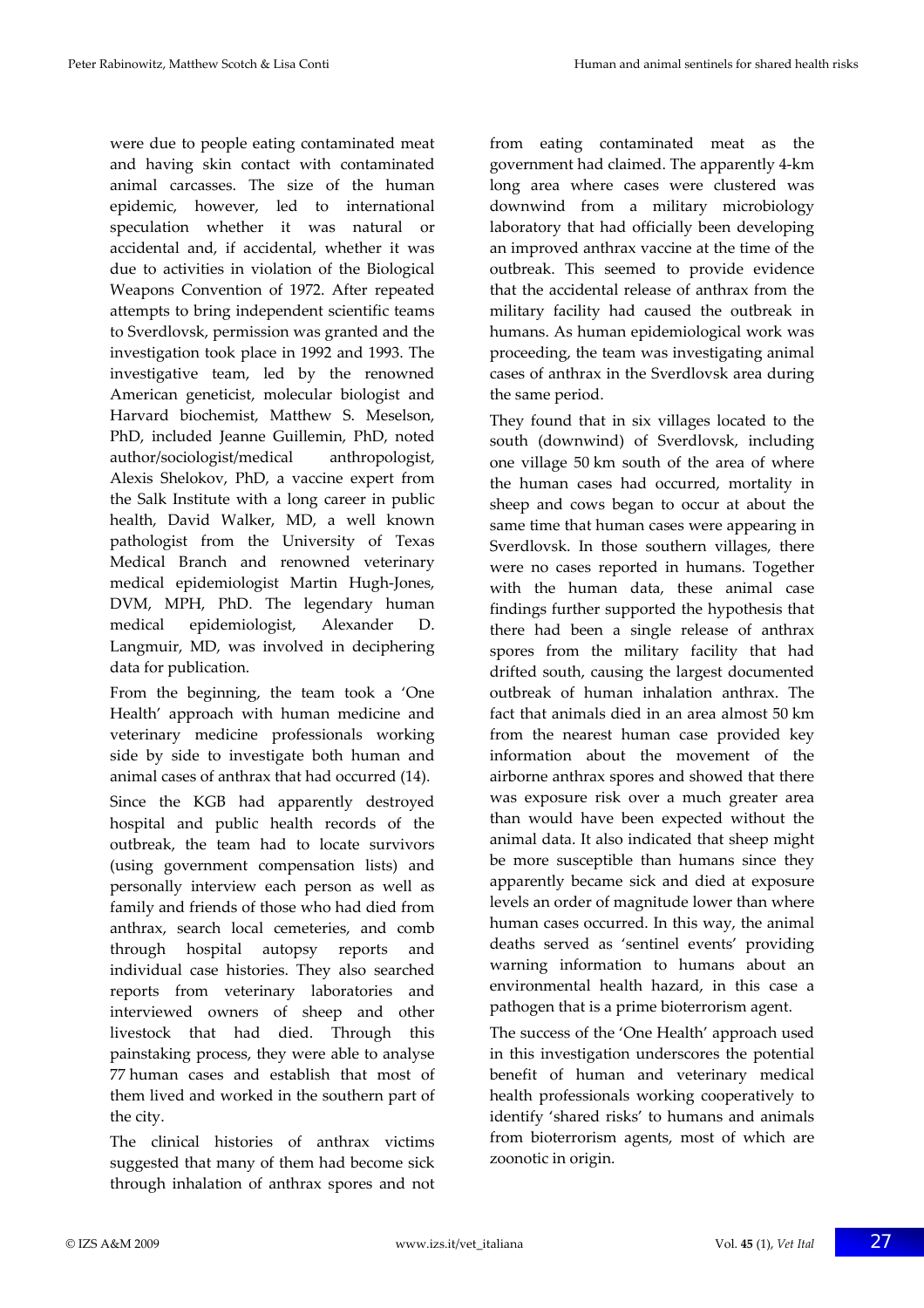were due to people eating contaminated meat and having skin contact with contaminated animal carcasses. The size of the human epidemic, however, led to international speculation whether it was natural or accidental and, if accidental, whether it was due to activities in violation of the Biological Weapons Convention of 1972. After repeated attempts to bring independent scientific teams to Sverdlovsk, permission was granted and the investigation took place in 1992 and 1993. The investigative team, led by the renowned American geneticist, molecular biologist and Harvard biochemist, Matthew S. Meselson, PhD, included Jeanne Guillemin, PhD, noted author/sociologist/medical anthropologist, Alexis Shelokov, PhD, a vaccine expert from the Salk Institute with a long career in public health, David Walker, MD, a well known pathologist from the University of Texas Medical Branch and renowned veterinary medical epidemiologist Martin Hugh-Jones, DVM, MPH, PhD. The legendary human medical epidemiologist, Alexander D. Langmuir, MD, was involved in deciphering data for publication.

From the beginning, the team took a 'One Health' approach with human medicine and veterinary medicine professionals working side by side to investigate both human and animal cases of anthrax that had occurred (14).

Since the KGB had apparently destroyed hospital and public health records of the outbreak, the team had to locate survivors (using government compensation lists) and personally interview each person as well as family and friends of those who had died from anthrax, search local cemeteries, and comb through hospital autopsy reports and individual case histories. They also searched reports from veterinary laboratories and interviewed owners of sheep and other livestock that had died. Through this painstaking process, they were able to analyse 77 human cases and establish that most of them lived and worked in the southern part of the city.

The clinical histories of anthrax victims suggested that many of them had become sick through inhalation of anthrax spores and not from eating contaminated meat as the government had claimed. The apparently 4-km long area where cases were clustered was downwind from a military microbiology laboratory that had officially been developing an improved anthrax vaccine at the time of the outbreak. This seemed to provide evidence that the accidental release of anthrax from the military facility had caused the outbreak in humans. As human epidemiological work was proceeding, the team was investigating animal cases of anthrax in the Sverdlovsk area during the same period.

They found that in six villages located to the south (downwind) of Sverdlovsk, including one village 50 km south of the area of where the human cases had occurred, mortality in sheep and cows began to occur at about the same time that human cases were appearing in Sverdlovsk. In those southern villages, there were no cases reported in humans. Together with the human data, these animal case findings further supported the hypothesis that there had been a single release of anthrax spores from the military facility that had drifted south, causing the largest documented outbreak of human inhalation anthrax. The fact that animals died in an area almost 50 km from the nearest human case provided key information about the movement of the airborne anthrax spores and showed that there was exposure risk over a much greater area than would have been expected without the animal data. It also indicated that sheep might be more susceptible than humans since they apparently became sick and died at exposure levels an order of magnitude lower than where human cases occurred. In this way, the animal deaths served as 'sentinel events' providing warning information to humans about an environmental health hazard, in this case a pathogen that is a prime bioterrorism agent.

The success of the 'One Health' approach used in this investigation underscores the potential benefit of human and veterinary medical health professionals working cooperatively to identify 'shared risks' to humans and animals from bioterrorism agents, most of which are zoonotic in origin.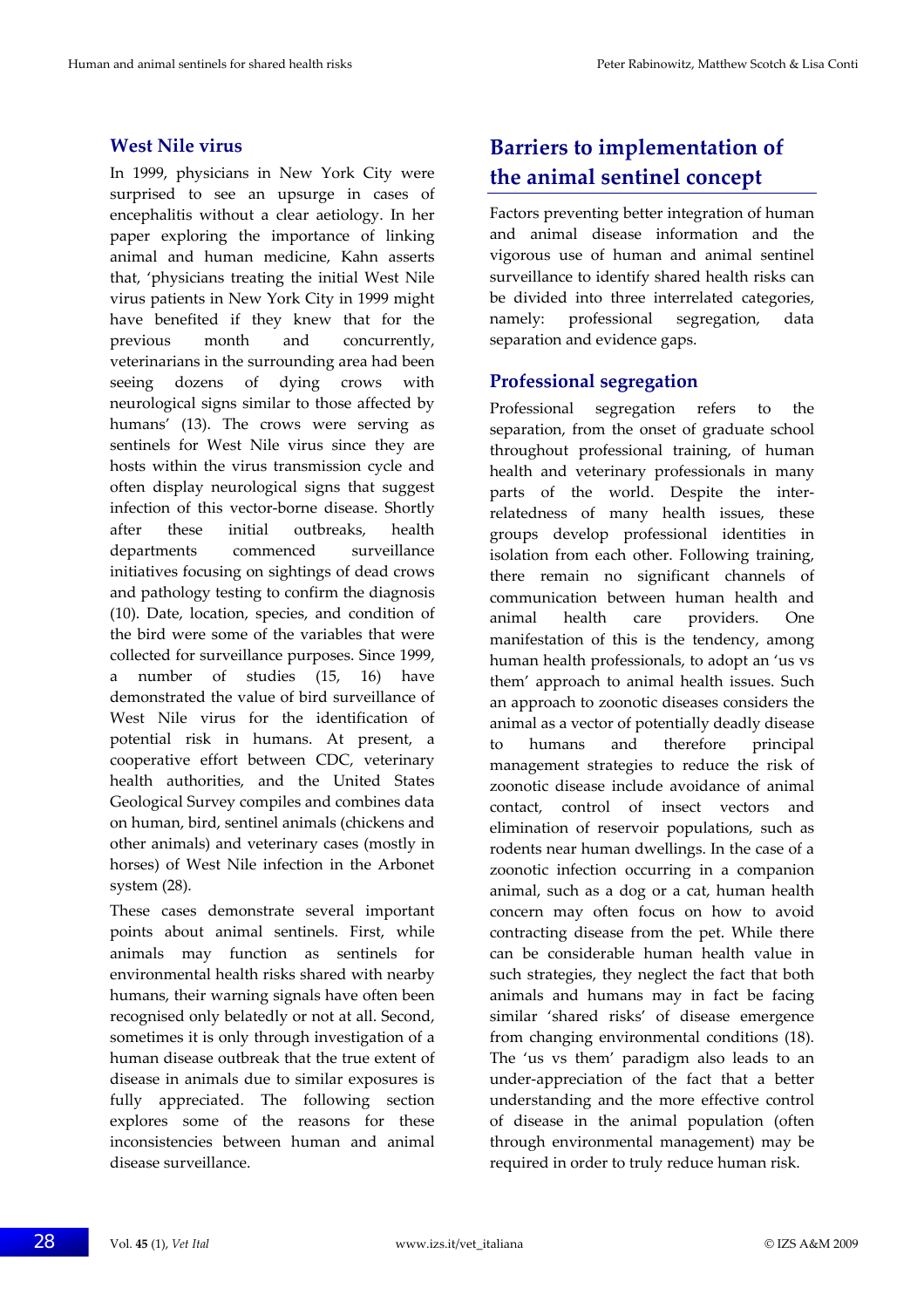### West Nile virus

In 1999, physicians in New York City were surprised to see an upsurge in cases of encephalitis without a clear aetiology. In her paper exploring the importance of linking animal and human medicine, Kahn asserts that, 'physicians treating the initial West Nile virus patients in New York City in 1999 might have benefited if they knew that for the previous month and concurrently, veterinarians in the surrounding area had been seeing dozens of dying crows with neurological signs similar to those affected by humans' (13). The crows were serving as sentinels for West Nile virus since they are hosts within the virus transmission cycle and often display neurological signs that suggest infection of this vector-borne disease. Shortly after these initial outbreaks, health departments commenced surveillance initiatives focusing on sightings of dead crows and pathology testing to confirm the diagnosis (10). Date, location, species, and condition of the bird were some of the variables that were collected for surveillance purposes. Since 1999, a number of studies (15, 16) have demonstrated the value of bird surveillance of West Nile virus for the identification of potential risk in humans. At present, a cooperative effort between CDC, veterinary health authorities, and the United States Geological Survey compiles and combines data on human, bird, sentinel animals (chickens and other animals) and veterinary cases (mostly in horses) of West Nile infection in the Arbonet system (28).

These cases demonstrate several important points about animal sentinels. First, while animals may function as sentinels for environmental health risks shared with nearby humans, their warning signals have often been recognised only belatedly or not at all. Second, sometimes it is only through investigation of a human disease outbreak that the true extent of disease in animals due to similar exposures is fully appreciated. The following section explores some of the reasons for these inconsistencies between human and animal disease surveillance.

## Barriers to implementation of the animal sentinel concept

Factors preventing better integration of human and animal disease information and the vigorous use of human and animal sentinel surveillance to identify shared health risks can be divided into three interrelated categories, namely: professional segregation, data separation and evidence gaps.

### Professional segregation

Professional segregation refers to the separation, from the onset of graduate school throughout professional training, of human health and veterinary professionals in many parts of the world. Despite the inter-relatedness of many health issues, these groups develop professional identities in isolation from each other. Following training, there remain no significant channels of communication between human health and animal health care providers. One manifestation of this is the tendency, among human health professionals, to adopt an 'us vs them' approach to animal health issues. Such an approach to zoonotic diseases considers the animal as a vector of potentially deadly disease to humans and therefore principal management strategies to reduce the risk of zoonotic disease include avoidance of animal contact, control of insect vectors and elimination of reservoir populations, such as rodents near human dwellings. In the case of a zoonotic infection occurring in a companion animal, such as a dog or a cat, human health concern may often focus on how to avoid contracting disease from the pet. While there can be considerable human health value in such strategies, they neglect the fact that both animals and humans may in fact be facing similar 'shared risks' of disease emergence from changing environmental conditions (18). The 'us vs them' paradigm also leads to an under-appreciation of the fact that a better understanding and the more effective control of disease in the animal population (often through environmental management) may be required in order to truly reduce human risk.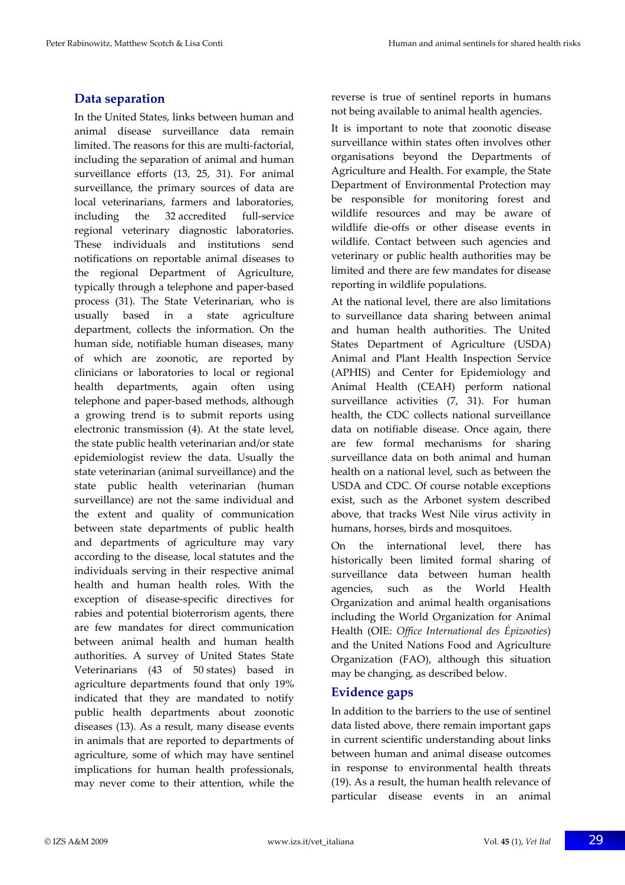## Data separation

In the United States, links between human and animal disease surveillance data remain limited. The reasons for this are multi-factorial, including the separation of animal and human surveillance efforts (13, 25, 31). For animal surveillance, the primary sources of data are local veterinarians, farmers and laboratories, including the 32 accredited full-service regional veterinary diagnostic laboratories. These individuals and institutions send notifications on reportable animal diseases to the regional Department of Agriculture, typically through a telephone and paper-based process (31). The State Veterinarian, who is usually based in a state agriculture department, collects the information. On the human side, notifiable human diseases, many of which are zoonotic, are reported by clinicians or laboratories to local or regional health departments, again often using telephone and paper-based methods, although a growing trend is to submit reports using electronic transmission (4). At the state level, the state public health veterinarian and/or state epidemiologist review the data. Usually the state veterinarian (animal surveillance) and the state public health veterinarian (human surveillance) are not the same individual and the extent and quality of communication between state departments of public health and departments of agriculture may vary according to the disease, local statutes and the individuals serving in their respective animal health and human health roles. With the exception of disease-specific directives for rabies and potential bioterrorism agents, there are few mandates for direct communication between animal health and human health authorities. A survey of United States State Veterinarians (43 of 50 states) based in agriculture departments found that only 19% indicated that they are mandated to notify public health departments about zoonotic diseases (13). As a result, many disease events in animals that are reported to departments of agriculture, some of which may have sentinel implications for human health professionals, may never come to their attention, while the reverse is true of sentinel reports in humans not being available to animal health agencies.

It is important to note that zoonotic disease surveillance within states often involves other organisations beyond the Departments of Agriculture and Health. For example, the State Department of Environmental Protection may be responsible for monitoring forest and wildlife resources and may be aware of wildlife die-offs or other disease events in wildlife. Contact between such agencies and veterinary or public health authorities may be limited and there are few mandates for disease reporting in wildlife populations.

At the national level, there are also limitations to surveillance data sharing between animal and human health authorities. The United States Department of Agriculture (USDA) Animal and Plant Health Inspection Service (APHIS) and Center for Epidemiology and Animal Health (CEAH) perform national surveillance activities (7, 31). For human health, the CDC collects national surveillance data on notifiable disease. Once again, there are few formal mechanisms for sharing surveillance data on both animal and human health on a national level, such as between the USDA and CDC. Of course notable exceptions exist, such as the Arbonet system described above, that tracks West Nile virus activity in humans, horses, birds and mosquitoes.

On the international level, there has historically been limited formal sharing of surveillance data between human health agencies, such as the World Health Organization and animal health organisations including the World Organization for Animal Health (OIE: *Office International des Épizooties*) and the United Nations Food and Agriculture Organization (FAO), although this situation may be changing, as described below.

## Evidence gaps

In addition to the barriers to the use of sentinel data listed above, there remain important gaps in current scientific understanding about links between human and animal disease outcomes in response to environmental health threats (19). As a result, the human health relevance of particular disease events in an animal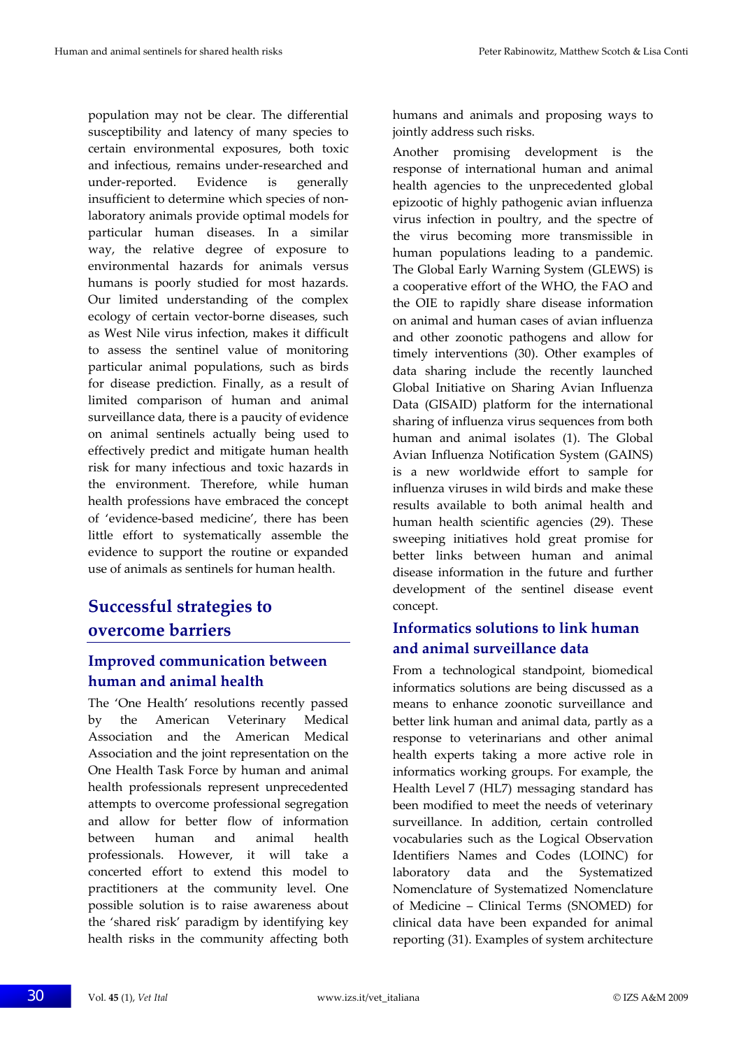population may not be clear. The differential susceptibility and latency of many species to certain environmental exposures, both toxic and infectious, remains under-researched and under-reported. Evidence is generally insufficient to determine which species of non-laboratory animals provide optimal models for particular human diseases. In a similar way, the relative degree of exposure to environmental hazards for animals versus humans is poorly studied for most hazards. Our limited understanding of the complex ecology of certain vector-borne diseases, such as West Nile virus infection, makes it difficult to assess the sentinel value of monitoring particular animal populations, such as birds for disease prediction. Finally, as a result of limited comparison of human and animal surveillance data, there is a paucity of evidence on animal sentinels actually being used to effectively predict and mitigate human health risk for many infectious and toxic hazards in the environment. Therefore, while human health professions have embraced the concept of 'evidence-based medicine', there has been little effort to systematically assemble the evidence to support the routine or expanded use of animals as sentinels for human health.

## Successful strategies to overcome barriers

### Improved communication between human and animal health

The 'One Health' resolutions recently passed by the American Veterinary Medical Association and the American Medical Association and the joint representation on the One Health Task Force by human and animal health professionals represent unprecedented attempts to overcome professional segregation and allow for better flow of information between human and animal health professionals. However, it will take a concerted effort to extend this model to practitioners at the community level. One possible solution is to raise awareness about the 'shared risk' paradigm by identifying key health risks in the community affecting both humans and animals and proposing ways to jointly address such risks.

Another promising development is the response of international human and animal health agencies to the unprecedented global epizootic of highly pathogenic avian influenza virus infection in poultry, and the spectre of the virus becoming more transmissible in human populations leading to a pandemic. The Global Early Warning System (GLEWS) is a cooperative effort of the WHO, the FAO and the OIE to rapidly share disease information on animal and human cases of avian influenza and other zoonotic pathogens and allow for timely interventions (30). Other examples of data sharing include the recently launched Global Initiative on Sharing Avian Influenza Data (GISAID) platform for the international sharing of influenza virus sequences from both human and animal isolates (1). The Global Avian Influenza Notification System (GAINS) is a new worldwide effort to sample for influenza viruses in wild birds and make these results available to both animal health and human health scientific agencies (29). These sweeping initiatives hold great promise for better links between human and animal disease information in the future and further development of the sentinel disease event concept.

### Informatics solutions to link human and animal surveillance data

From a technological standpoint, biomedical informatics solutions are being discussed as a means to enhance zoonotic surveillance and better link human and animal data, partly as a response to veterinarians and other animal health experts taking a more active role in informatics working groups. For example, the Health Level 7 (HL7) messaging standard has been modified to meet the needs of veterinary surveillance. In addition, certain controlled vocabularies such as the Logical Observation Identifiers Names and Codes (LOINC) for laboratory data and the Systematized Nomenclature of Systematized Nomenclature of Medicine – Clinical Terms (SNOMED) for clinical data have been expanded for animal reporting (31). Examples of system architecture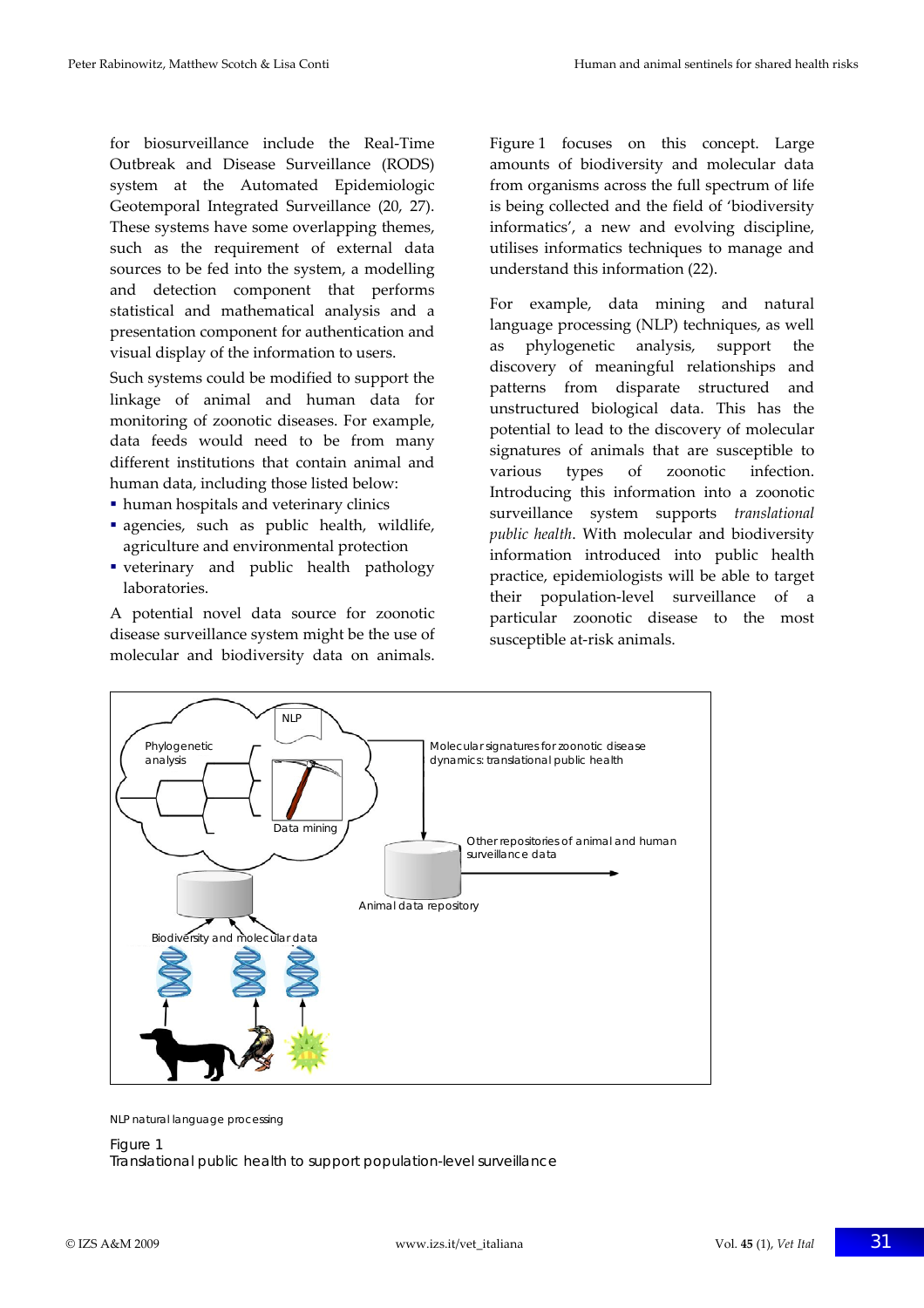for biosurveillance include the Real-Time Outbreak and Disease Surveillance (RODS) system at the Automated Epidemiologic Geotemporal Integrated Surveillance (20, 27). These systems have some overlapping themes, such as the requirement of external data sources to be fed into the system, a modelling and detection component that performs statistical and mathematical analysis and a presentation component for authentication and visual display of the information to users.

Such systems could be modified to support the linkage of animal and human data for monitoring of zoonotic diseases. For example, data feeds would need to be from many different institutions that contain animal and human data, including those listed below:

- human hospitals and veterinary clinics
- agencies, such as public health, wildlife, agriculture and environmental protection
- veterinary and public health pathology laboratories.

A potential novel data source for zoonotic disease surveillance system might be the use of molecular and biodiversity data on animals. Figure 1 focuses on this concept. Large amounts of biodiversity and molecular data from organisms across the full spectrum of life is being collected and the field of 'biodiversity informatics', a new and evolving discipline, utilises informatics techniques to manage and understand this information (22).

For example, data mining and natural language processing (NLP) techniques, as well as phylogenetic analysis, support the discovery of meaningful relationships and patterns from disparate structured and unstructured biological data. This has the potential to lead to the discovery of molecular signatures of animals that are susceptible to various types of zoonotic infection. Introducing this information into a zoonotic surveillance system supports *translational public health*. With molecular and biodiversity information introduced into public health practice, epidemiologists will be able to target their population-level surveillance of a particular zoonotic disease to the most susceptible at-risk animals.

NLP natural language processing

Figure 1
Translational public health to support population-level surveillance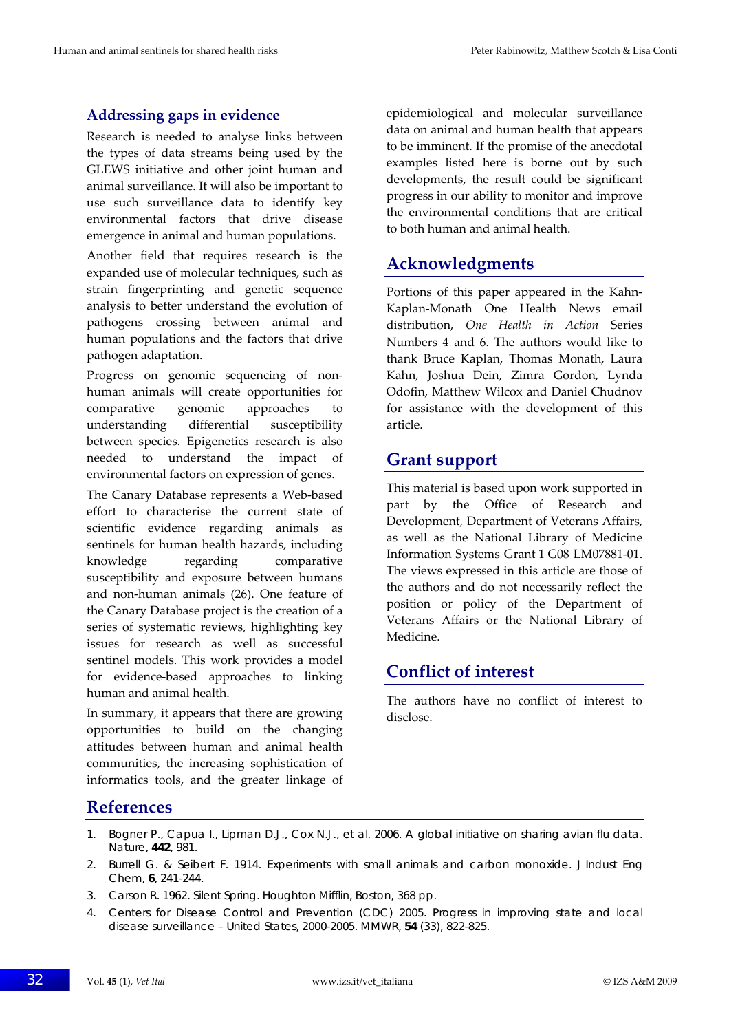## Addressing gaps in evidence

Research is needed to analyse links between the types of data streams being used by the GLEWS initiative and other joint human and animal surveillance. It will also be important to use such surveillance data to identify key environmental factors that drive disease emergence in animal and human populations.

Another field that requires research is the expanded use of molecular techniques, such as strain fingerprinting and genetic sequence analysis to better understand the evolution of pathogens crossing between animal and human populations and the factors that drive pathogen adaptation.

Progress on genomic sequencing of non-human animals will create opportunities for comparative genomic approaches to understanding differential susceptibility between species. Epigenetics research is also needed to understand the impact of environmental factors on expression of genes.

The Canary Database represents a Web-based effort to characterise the current state of scientific evidence regarding animals as sentinels for human health hazards, including knowledge regarding comparative susceptibility and exposure between humans and non-human animals (26). One feature of the Canary Database project is the creation of a series of systematic reviews, highlighting key issues for research as well as successful sentinel models. This work provides a model for evidence-based approaches to linking human and animal health.

In summary, it appears that there are growing opportunities to build on the changing attitudes between human and animal health communities, the increasing sophistication of informatics tools, and the greater linkage of epidemiological and molecular surveillance data on animal and human health that appears to be imminent. If the promise of the anecdotal examples listed here is borne out by such developments, the result could be significant progress in our ability to monitor and improve the environmental conditions that are critical to both human and animal health.

## Acknowledgments

Portions of this paper appeared in the Kahn-Kaplan-Monath One Health News email distribution, *One Health in Action* Series Numbers 4 and 6. The authors would like to thank Bruce Kaplan, Thomas Monath, Laura Kahn, Joshua Dein, Zimra Gordon, Lynda Odofin, Matthew Wilcox and Daniel Chudnov for assistance with the development of this article.

## Grant support

This material is based upon work supported in part by the Office of Research and Development, Department of Veterans Affairs, as well as the National Library of Medicine Information Systems Grant 1 G08 LM07881-01. The views expressed in this article are those of the authors and do not necessarily reflect the position or policy of the Department of Veterans Affairs or the National Library of Medicine.

## Conflict of interest

The authors have no conflict of interest to disclose.

## References

1. Bogner P., Capua I., Lipman D.J., Cox N.J., et al. 2006. A global initiative on sharing avian flu data. Nature, **442**, 981.
2. Burrell G. & Seibert F. 1914. Experiments with small animals and carbon monoxide. J Indust Eng Chem, **6**, 241-244.
3. Carson R. 1962. Silent Spring. Houghton Mifflin, Boston, 368 pp.
4. Centers for Disease Control and Prevention (CDC) 2005. Progress in improving state and local disease surveillance – United States, 2000-2005. MMWR, **54** (33), 822-825.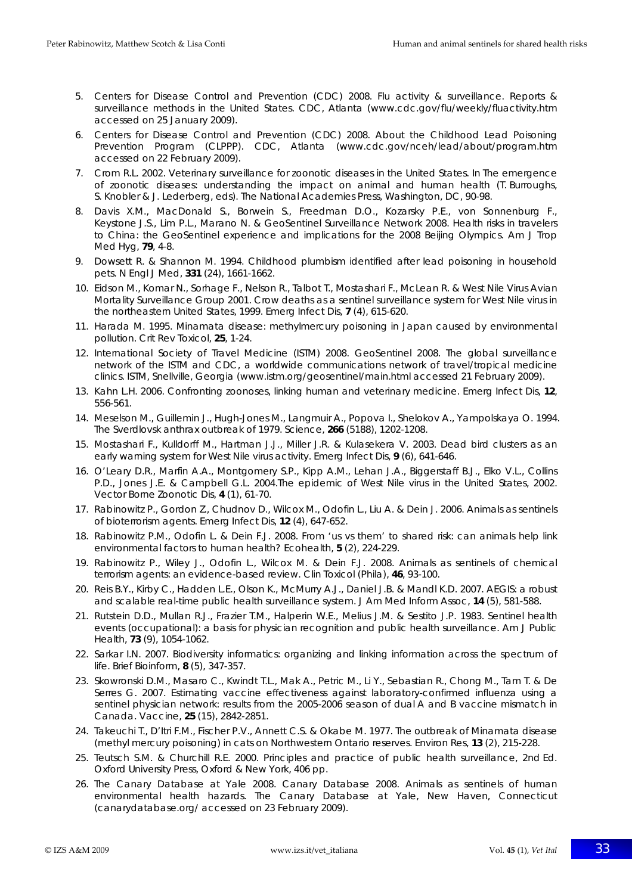5. Centers for Disease Control and Prevention (CDC) 2008. Flu activity & surveillance. Reports & surveillance methods in the United States. CDC, Atlanta (www.cdc.gov/flu/weekly/fluactivity.htm accessed on 25 January 2009).
6. Centers for Disease Control and Prevention (CDC) 2008. About the Childhood Lead Poisoning Prevention Program (CLPPP). CDC, Atlanta (www.cdc.gov/nceh/lead/about/program.htm accessed on 22 February 2009).
7. Crom R.L. 2002. Veterinary surveillance for zoonotic diseases in the United States. In The emergence of zoonotic diseases: understanding the impact on animal and human health (T. Burroughs, S. Knobler & J. Lederberg, eds). The National Academies Press, Washington, DC, 90-98.
8. Davis X.M., MacDonald S., Borwein S., Freedman D.O., Kozarsky P.E., von Sonnenburg F., Keystone J.S., Lim P.L., Marano N. & GeoSentinel Surveillance Network 2008. Health risks in travelers to China: the GeoSentinel experience and implications for the 2008 Beijing Olympics. Am J Trop Med Hyg, **79**, 4-8.
9. Dowsett R. & Shannon M. 1994. Childhood plumbism identified after lead poisoning in household pets. N Engl J Med, **331** (24), 1661-1662.
10. Eidson M., Komar N., Sorhage F., Nelson R., Talbot T., Mostashari F., McLean R. & West Nile Virus Avian Mortality Surveillance Group 2001. Crow deaths as a sentinel surveillance system for West Nile virus in the northeastern United States, 1999. Emerg Infect Dis, **7** (4), 615-620.
11. Harada M. 1995. Minamata disease: methylmercury poisoning in Japan caused by environmental pollution. Crit Rev Toxicol, **25**, 1-24.
12. International Society of Travel Medicine (ISTM) 2008. GeoSentinel 2008. The global surveillance network of the ISTM and CDC, a worldwide communications network of travel/tropical medicine clinics. ISTM, Snellville, Georgia (www.istm.org/geosentinel/main.html accessed 21 February 2009).
13. Kahn L.H. 2006. Confronting zoonoses, linking human and veterinary medicine. Emerg Infect Dis, **12**, 556-561.
14. Meselson M., Guillemin J., Hugh-Jones M., Langmuir A., Popova I., Shelokov A., Yampolskaya O. 1994. The Sverdlovsk anthrax outbreak of 1979. Science, **266** (5188), 1202-1208.
15. Mostashari F., Kulldorff M., Hartman J.J., Miller J.R. & Kulasekera V. 2003. Dead bird clusters as an early warning system for West Nile virus activity. Emerg Infect Dis, **9** (6), 641-646.
16. O'Leary D.R., Marfin A.A., Montgomery S.P., Kipp A.M., Lehan J.A., Biggerstaff B.J., Elko V.L., Collins P.D., Jones J.E. & Campbell G.L. 2004.The epidemic of West Nile virus in the United States, 2002. Vector Borne Zoonotic Dis, **4** (1), 61-70.
17. Rabinowitz P., Gordon Z., Chudnov D., Wilcox M., Odofin L., Liu A. & Dein J. 2006. Animals as sentinels of bioterrorism agents. Emerg Infect Dis, **12** (4), 647-652.
18. Rabinowitz P.M., Odofin L. & Dein F.J. 2008. From 'us vs them' to shared risk: can animals help link environmental factors to human health? Ecohealth, **5** (2), 224-229.
19. Rabinowitz P., Wiley J., Odofin L., Wilcox M. & Dein F.J. 2008. Animals as sentinels of chemical terrorism agents: an evidence-based review. Clin Toxicol (Phila), **46**, 93-100.
20. Reis B.Y., Kirby C., Hadden L.E., Olson K., McMurry A.J., Daniel J.B. & Mandl K.D. 2007. AEGIS: a robust and scalable real-time public health surveillance system. J Am Med Inform Assoc, **14** (5), 581-588.
21. Rutstein D.D., Mullan R.J., Frazier T.M., Halperin W.E., Melius J.M. & Sestito J.P. 1983. Sentinel health events (occupational): a basis for physician recognition and public health surveillance. Am J Public Health, **73** (9), 1054-1062.
22. Sarkar I.N. 2007. Biodiversity informatics: organizing and linking information across the spectrum of life. Brief Bioinform, **8** (5), 347-357.
23. Skowronski D.M., Masaro C., Kwindt T.L., Mak A., Petric M., Li Y., Sebastian R., Chong M., Tam T. & De Serres G. 2007. Estimating vaccine effectiveness against laboratory-confirmed influenza using a sentinel physician network: results from the 2005-2006 season of dual A and B vaccine mismatch in Canada. Vaccine, **25** (15), 2842-2851.
24. Takeuchi T., D'Itri F.M., Fischer P.V., Annett C.S. & Okabe M. 1977. The outbreak of Minamata disease (methyl mercury poisoning) in cats on Northwestern Ontario reserves. Environ Res, **13** (2), 215-228.
25. Teutsch S.M. & Churchill R.E. 2000. Principles and practice of public health surveillance, 2nd Ed. Oxford University Press, Oxford & New York, 406 pp.
26. The Canary Database at Yale 2008. Canary Database 2008. Animals as sentinels of human environmental health hazards. The Canary Database at Yale, New Haven, Connecticut (canarydatabase.org/ accessed on 23 February 2009).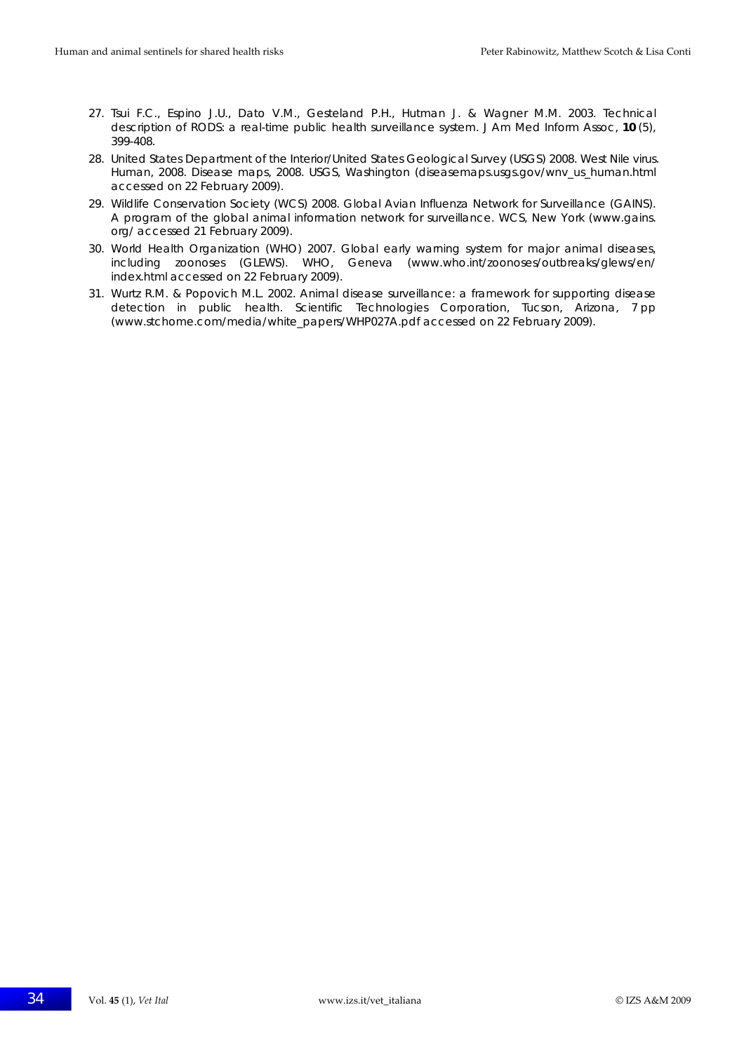27. Tsui F.C., Espino J.U., Dato V.M., Gesteland P.H., Hutman J. & Wagner M.M. 2003. Technical description of RODS: a real-time public health surveillance system. *J Am Med Inform Assoc*, **10** (5), 399-408.
28. United States Department of the Interior/United States Geological Survey (USGS) 2008. West Nile virus. Human, 2008. Disease maps, 2008. USGS, Washington (diseasemaps.usgs.gov/wnv_us_human.html accessed on 22 February 2009).
29. Wildlife Conservation Society (WCS) 2008. Global Avian Influenza Network for Surveillance (GAINS). A program of the global animal information network for surveillance. WCS, New York (www.gains.org/ accessed 21 February 2009).
30. World Health Organization (WHO) 2007. Global early warning system for major animal diseases, including zoonoses (GLEWS). WHO, Geneva (www.who.int/zoonoses/outbreaks/glews/en/index.html accessed on 22 February 2009).
31. Wurtz R.M. & Popovich M.L. 2002. Animal disease surveillance: a framework for supporting disease detection in public health. Scientific Technologies Corporation, Tucson, Arizona, 7 pp (www.stchome.com/media/white_papers/WHP027A.pdf accessed on 22 February 2009).